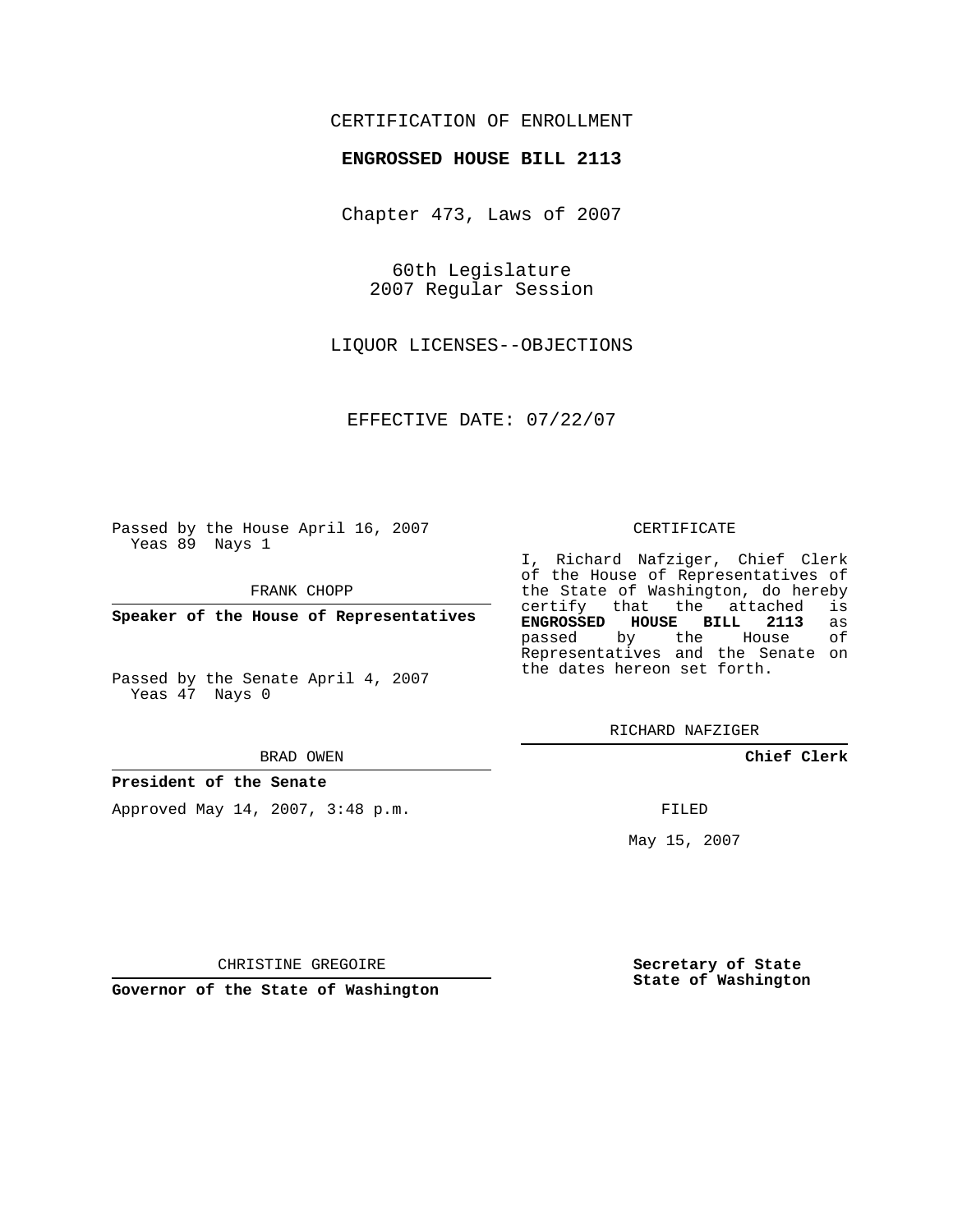CERTIFICATION OF ENROLLMENT

**ENGROSSED HOUSE BILL 2113**

Chapter 473, Laws of 2007

60th Legislature
2007 Regular Session

LIQUOR LICENSES--OBJECTIONS

EFFECTIVE DATE: 07/22/07

Passed by the House April 16, 2007
Yeas 89 Nays 1

FRANK CHOPP

**Speaker of the House of Representatives**

Passed by the Senate April 4, 2007
Yeas 47 Nays 0

BRAD OWEN

**President of the Senate**

Approved May 14, 2007, 3:48 p.m.

CHRISTINE GREGOIRE

**Governor of the State of Washington**

CERTIFICATE

I, Richard Nafziger, Chief Clerk of the House of Representatives of the State of Washington, do hereby certify that the attached is **ENGROSSED HOUSE BILL 2113** as passed by the House of Representatives and the Senate on the dates hereon set forth.

RICHARD NAFZIGER

**Chief Clerk**

FILED

May 15, 2007

**Secretary of State**
**State of Washington**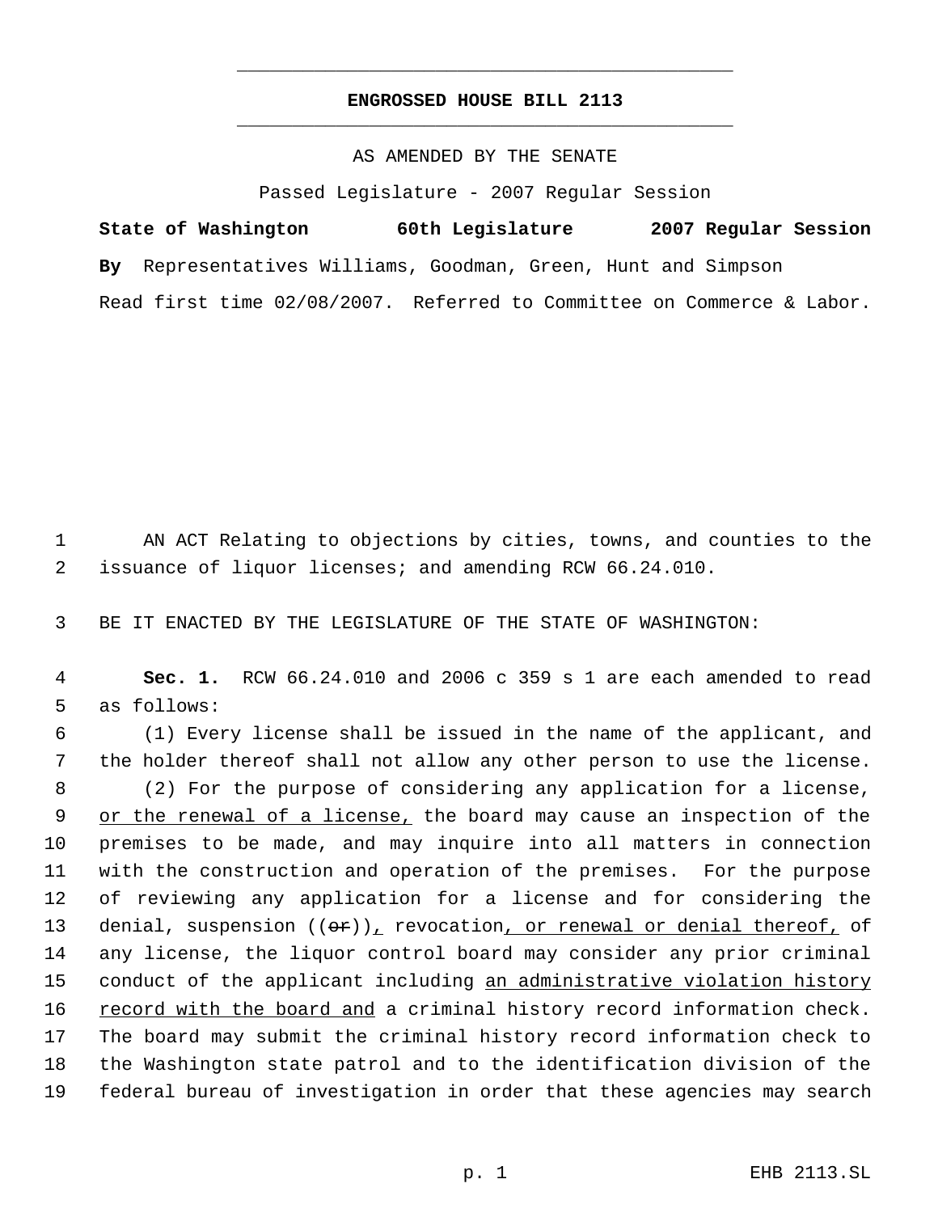# ENGROSSED HOUSE BILL 2113

AS AMENDED BY THE SENATE

Passed Legislature - 2007 Regular Session

**State of Washington 60th Legislature 2007 Regular Session**

**By** Representatives Williams, Goodman, Green, Hunt and Simpson

Read first time 02/08/2007. Referred to Committee on Commerce & Labor.

1 AN ACT Relating to objections by cities, towns, and counties to the
2 issuance of liquor licenses; and amending RCW 66.24.010.

3 BE IT ENACTED BY THE LEGISLATURE OF THE STATE OF WASHINGTON:

4 **Sec. 1.** RCW 66.24.010 and 2006 c 359 s 1 are each amended to read
5 as follows:

6 (1) Every license shall be issued in the name of the applicant, and
7 the holder thereof shall not allow any other person to use the license.

8 (2) For the purpose of considering any application for a license,
9 <u>or the renewal of a license,</u> the board may cause an inspection of the
10 premises to be made, and may inquire into all matters in connection
11 with the construction and operation of the premises. For the purpose
12 of reviewing any application for a license and for considering the
13 denial, suspension ((~~or~~))<u>,</u> revocation<u>, or renewal or denial thereof,</u> of
14 any license, the liquor control board may consider any prior criminal
15 conduct of the applicant including <u>an administrative violation history</u>
16 <u>record with the board and</u> a criminal history record information check.
17 The board may submit the criminal history record information check to
18 the Washington state patrol and to the identification division of the
19 federal bureau of investigation in order that these agencies may search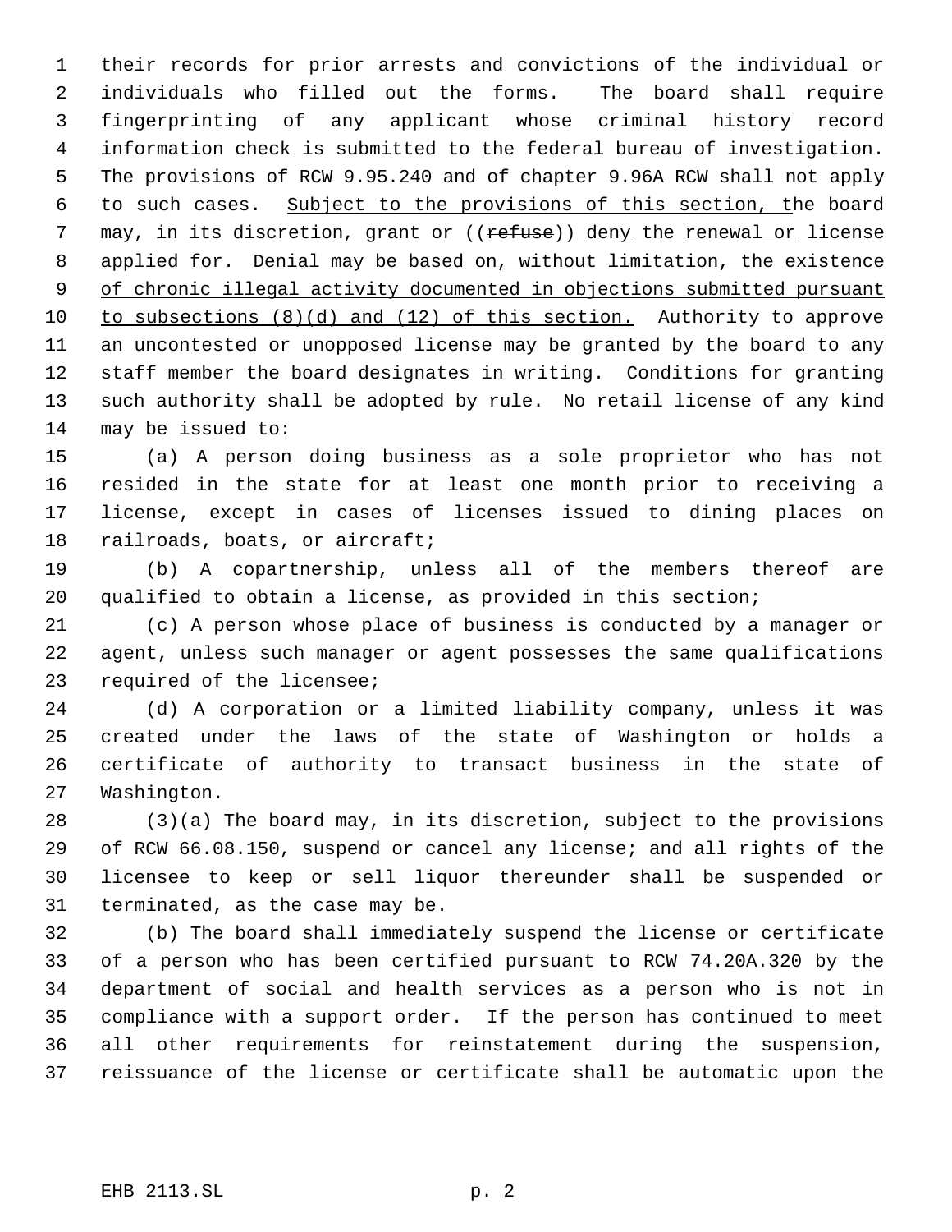their records for prior arrests and convictions of the individual or individuals who filled out the forms. The board shall require fingerprinting of any applicant whose criminal history record information check is submitted to the federal bureau of investigation. The provisions of RCW 9.95.240 and of chapter 9.96A RCW shall not apply to such cases. <u>Subject to the provisions of this section, t</u>he board may, in its discretion, grant or ((~~refuse~~)) <u>deny</u> the <u>renewal or</u> license applied for. <u>Denial may be based on, without limitation, the existence of chronic illegal activity documented in objections submitted pursuant to subsections (8)(d) and (12) of this section.</u> Authority to approve an uncontested or unopposed license may be granted by the board to any staff member the board designates in writing. Conditions for granting such authority shall be adopted by rule. No retail license of any kind may be issued to:

(a) A person doing business as a sole proprietor who has not resided in the state for at least one month prior to receiving a license, except in cases of licenses issued to dining places on railroads, boats, or aircraft;

(b) A copartnership, unless all of the members thereof are qualified to obtain a license, as provided in this section;

(c) A person whose place of business is conducted by a manager or agent, unless such manager or agent possesses the same qualifications required of the licensee;

(d) A corporation or a limited liability company, unless it was created under the laws of the state of Washington or holds a certificate of authority to transact business in the state of Washington.

(3)(a) The board may, in its discretion, subject to the provisions of RCW 66.08.150, suspend or cancel any license; and all rights of the licensee to keep or sell liquor thereunder shall be suspended or terminated, as the case may be.

(b) The board shall immediately suspend the license or certificate of a person who has been certified pursuant to RCW 74.20A.320 by the department of social and health services as a person who is not in compliance with a support order. If the person has continued to meet all other requirements for reinstatement during the suspension, reissuance of the license or certificate shall be automatic upon the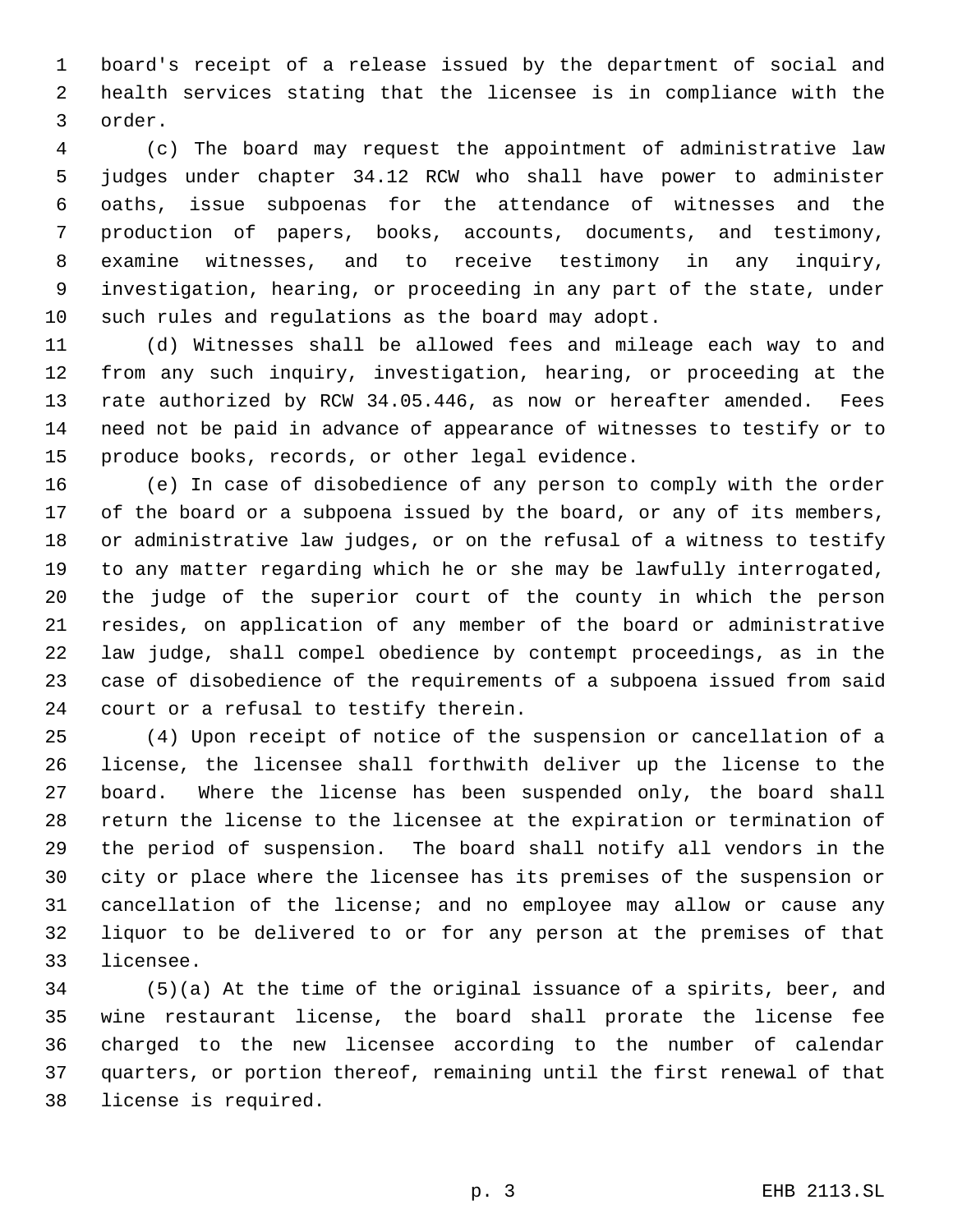board's receipt of a release issued by the department of social and health services stating that the licensee is in compliance with the order.

(c) The board may request the appointment of administrative law judges under chapter 34.12 RCW who shall have power to administer oaths, issue subpoenas for the attendance of witnesses and the production of papers, books, accounts, documents, and testimony, examine witnesses, and to receive testimony in any inquiry, investigation, hearing, or proceeding in any part of the state, under such rules and regulations as the board may adopt.

(d) Witnesses shall be allowed fees and mileage each way to and from any such inquiry, investigation, hearing, or proceeding at the rate authorized by RCW 34.05.446, as now or hereafter amended. Fees need not be paid in advance of appearance of witnesses to testify or to produce books, records, or other legal evidence.

(e) In case of disobedience of any person to comply with the order of the board or a subpoena issued by the board, or any of its members, or administrative law judges, or on the refusal of a witness to testify to any matter regarding which he or she may be lawfully interrogated, the judge of the superior court of the county in which the person resides, on application of any member of the board or administrative law judge, shall compel obedience by contempt proceedings, as in the case of disobedience of the requirements of a subpoena issued from said court or a refusal to testify therein.

(4) Upon receipt of notice of the suspension or cancellation of a license, the licensee shall forthwith deliver up the license to the board. Where the license has been suspended only, the board shall return the license to the licensee at the expiration or termination of the period of suspension. The board shall notify all vendors in the city or place where the licensee has its premises of the suspension or cancellation of the license; and no employee may allow or cause any liquor to be delivered to or for any person at the premises of that licensee.

(5)(a) At the time of the original issuance of a spirits, beer, and wine restaurant license, the board shall prorate the license fee charged to the new licensee according to the number of calendar quarters, or portion thereof, remaining until the first renewal of that license is required.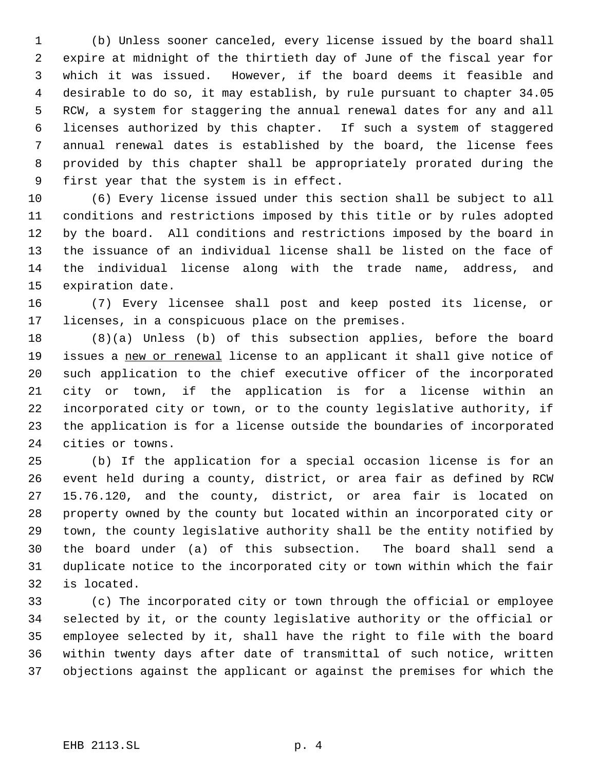(b) Unless sooner canceled, every license issued by the board shall expire at midnight of the thirtieth day of June of the fiscal year for which it was issued. However, if the board deems it feasible and desirable to do so, it may establish, by rule pursuant to chapter 34.05 RCW, a system for staggering the annual renewal dates for any and all licenses authorized by this chapter. If such a system of staggered annual renewal dates is established by the board, the license fees provided by this chapter shall be appropriately prorated during the first year that the system is in effect.

(6) Every license issued under this section shall be subject to all conditions and restrictions imposed by this title or by rules adopted by the board. All conditions and restrictions imposed by the board in the issuance of an individual license shall be listed on the face of the individual license along with the trade name, address, and expiration date.

(7) Every licensee shall post and keep posted its license, or licenses, in a conspicuous place on the premises.

(8)(a) Unless (b) of this subsection applies, before the board issues a <u>new or renewal</u> license to an applicant it shall give notice of such application to the chief executive officer of the incorporated city or town, if the application is for a license within an incorporated city or town, or to the county legislative authority, if the application is for a license outside the boundaries of incorporated cities or towns.

(b) If the application for a special occasion license is for an event held during a county, district, or area fair as defined by RCW 15.76.120, and the county, district, or area fair is located on property owned by the county but located within an incorporated city or town, the county legislative authority shall be the entity notified by the board under (a) of this subsection. The board shall send a duplicate notice to the incorporated city or town within which the fair is located.

(c) The incorporated city or town through the official or employee selected by it, or the county legislative authority or the official or employee selected by it, shall have the right to file with the board within twenty days after date of transmittal of such notice, written objections against the applicant or against the premises for which the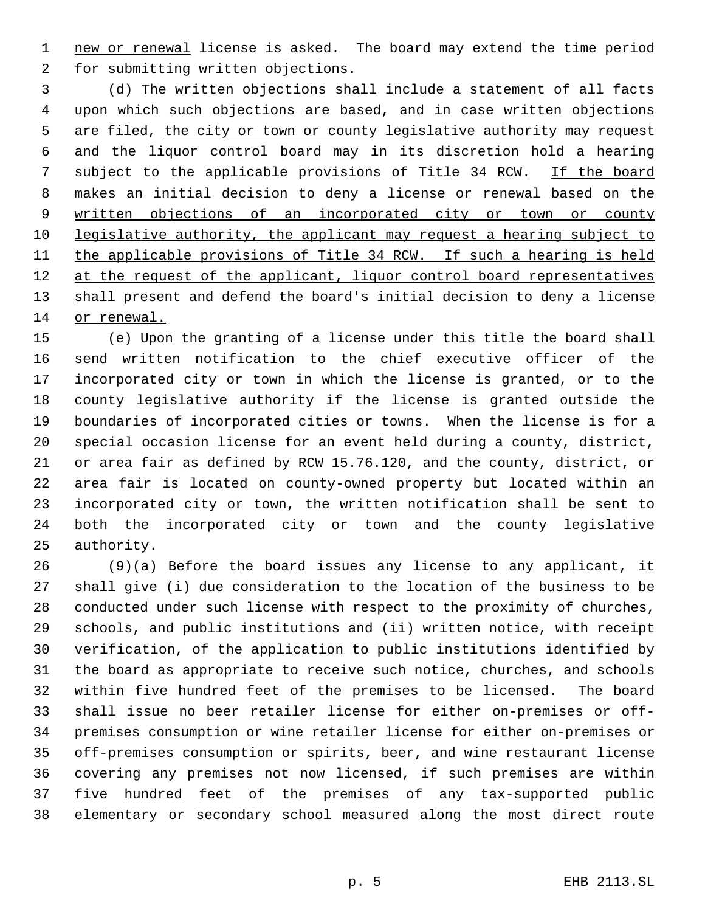<u>new or renewal</u> license is asked. The board may extend the time period for submitting written objections.

(d) The written objections shall include a statement of all facts upon which such objections are based, and in case written objections are filed, <u>the city or town or county legislative authority</u> may request and the liquor control board may in its discretion hold a hearing subject to the applicable provisions of Title 34 RCW. <u>If the board makes an initial decision to deny a license or renewal based on the written objections of an incorporated city or town or county legislative authority, the applicant may request a hearing subject to the applicable provisions of Title 34 RCW. If such a hearing is held at the request of the applicant, liquor control board representatives shall present and defend the board's initial decision to deny a license or renewal.</u>

(e) Upon the granting of a license under this title the board shall send written notification to the chief executive officer of the incorporated city or town in which the license is granted, or to the county legislative authority if the license is granted outside the boundaries of incorporated cities or towns. When the license is for a special occasion license for an event held during a county, district, or area fair as defined by RCW 15.76.120, and the county, district, or area fair is located on county-owned property but located within an incorporated city or town, the written notification shall be sent to both the incorporated city or town and the county legislative authority.

(9)(a) Before the board issues any license to any applicant, it shall give (i) due consideration to the location of the business to be conducted under such license with respect to the proximity of churches, schools, and public institutions and (ii) written notice, with receipt verification, of the application to public institutions identified by the board as appropriate to receive such notice, churches, and schools within five hundred feet of the premises to be licensed. The board shall issue no beer retailer license for either on-premises or off-premises consumption or wine retailer license for either on-premises or off-premises consumption or spirits, beer, and wine restaurant license covering any premises not now licensed, if such premises are within five hundred feet of the premises of any tax-supported public elementary or secondary school measured along the most direct route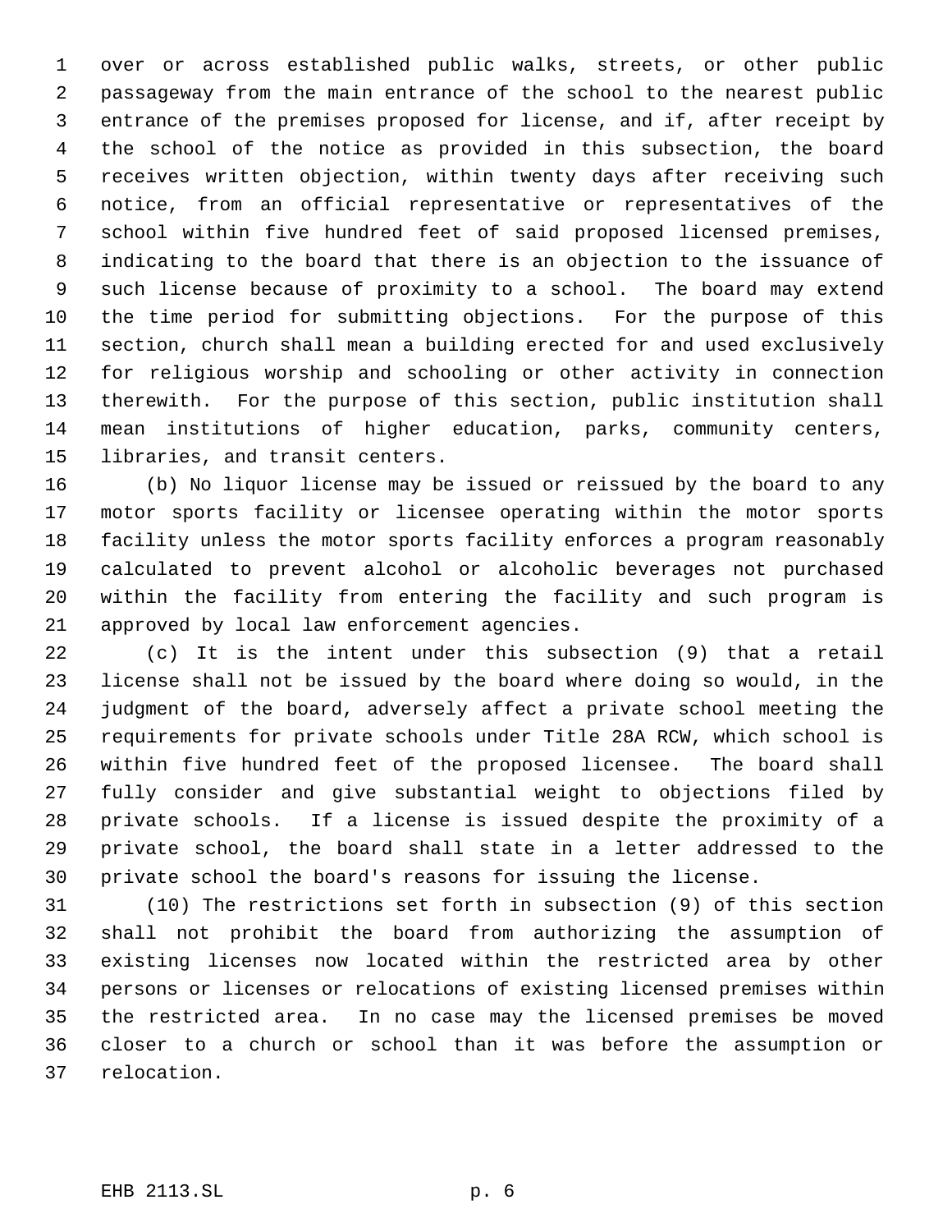over or across established public walks, streets, or other public passageway from the main entrance of the school to the nearest public entrance of the premises proposed for license, and if, after receipt by the school of the notice as provided in this subsection, the board receives written objection, within twenty days after receiving such notice, from an official representative or representatives of the school within five hundred feet of said proposed licensed premises, indicating to the board that there is an objection to the issuance of such license because of proximity to a school. The board may extend the time period for submitting objections. For the purpose of this section, church shall mean a building erected for and used exclusively for religious worship and schooling or other activity in connection therewith. For the purpose of this section, public institution shall mean institutions of higher education, parks, community centers, libraries, and transit centers.

(b) No liquor license may be issued or reissued by the board to any motor sports facility or licensee operating within the motor sports facility unless the motor sports facility enforces a program reasonably calculated to prevent alcohol or alcoholic beverages not purchased within the facility from entering the facility and such program is approved by local law enforcement agencies.

(c) It is the intent under this subsection (9) that a retail license shall not be issued by the board where doing so would, in the judgment of the board, adversely affect a private school meeting the requirements for private schools under Title 28A RCW, which school is within five hundred feet of the proposed licensee. The board shall fully consider and give substantial weight to objections filed by private schools. If a license is issued despite the proximity of a private school, the board shall state in a letter addressed to the private school the board's reasons for issuing the license.

(10) The restrictions set forth in subsection (9) of this section shall not prohibit the board from authorizing the assumption of existing licenses now located within the restricted area by other persons or licenses or relocations of existing licensed premises within the restricted area. In no case may the licensed premises be moved closer to a church or school than it was before the assumption or relocation.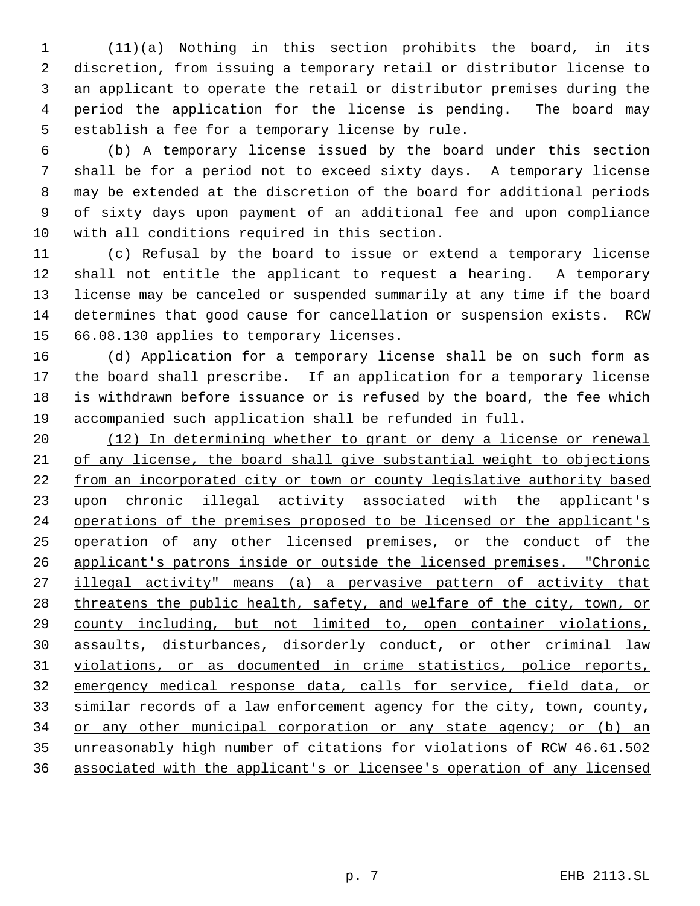(11)(a) Nothing in this section prohibits the board, in its discretion, from issuing a temporary retail or distributor license to an applicant to operate the retail or distributor premises during the period the application for the license is pending. The board may establish a fee for a temporary license by rule.

(b) A temporary license issued by the board under this section shall be for a period not to exceed sixty days. A temporary license may be extended at the discretion of the board for additional periods of sixty days upon payment of an additional fee and upon compliance with all conditions required in this section.

(c) Refusal by the board to issue or extend a temporary license shall not entitle the applicant to request a hearing. A temporary license may be canceled or suspended summarily at any time if the board determines that good cause for cancellation or suspension exists. RCW 66.08.130 applies to temporary licenses.

(d) Application for a temporary license shall be on such form as the board shall prescribe. If an application for a temporary license is withdrawn before issuance or is refused by the board, the fee which accompanied such application shall be refunded in full.

<u>(12) In determining whether to grant or deny a license or renewal of any license, the board shall give substantial weight to objections from an incorporated city or town or county legislative authority based upon chronic illegal activity associated with the applicant's operations of the premises proposed to be licensed or the applicant's operation of any other licensed premises, or the conduct of the applicant's patrons inside or outside the licensed premises. "Chronic illegal activity" means (a) a pervasive pattern of activity that threatens the public health, safety, and welfare of the city, town, or county including, but not limited to, open container violations, assaults, disturbances, disorderly conduct, or other criminal law violations, or as documented in crime statistics, police reports, emergency medical response data, calls for service, field data, or similar records of a law enforcement agency for the city, town, county, or any other municipal corporation or any state agency; or (b) an unreasonably high number of citations for violations of RCW 46.61.502 associated with the applicant's or licensee's operation of any licensed</u>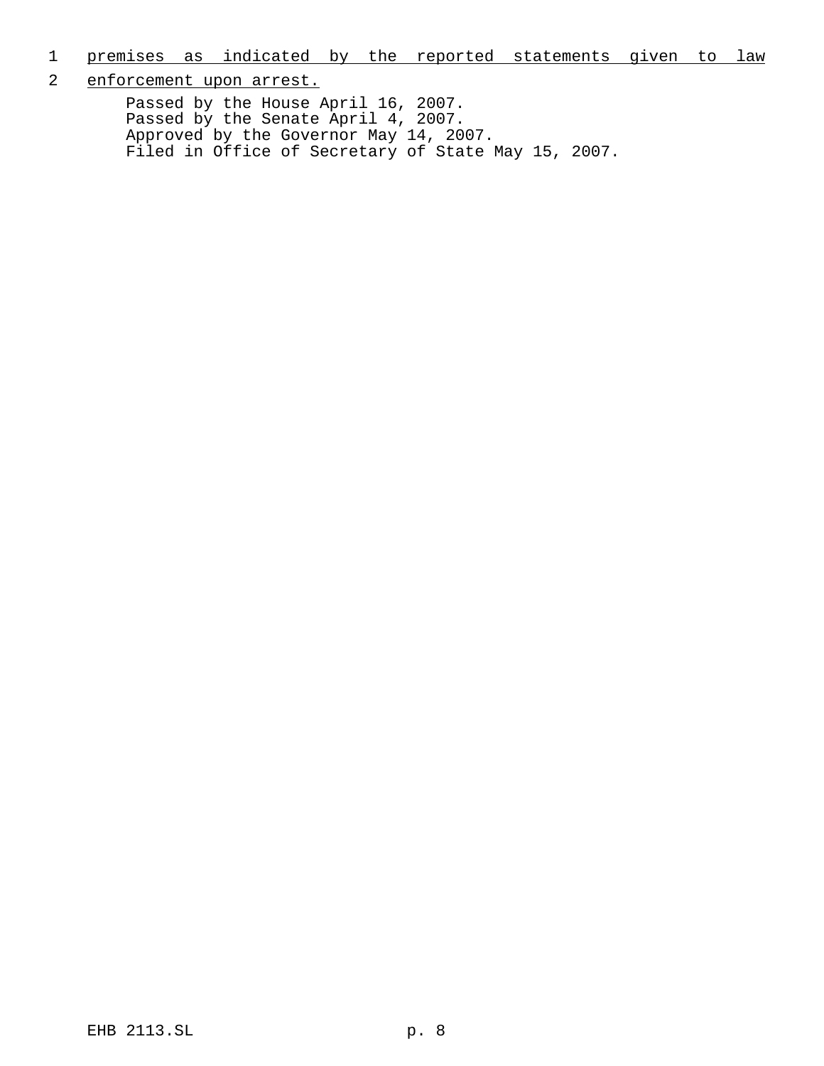premises as indicated by the reported statements given to law enforcement upon arrest.

Passed by the House April 16, 2007.
Passed by the Senate April 4, 2007.
Approved by the Governor May 14, 2007.
Filed in Office of Secretary of State May 15, 2007.